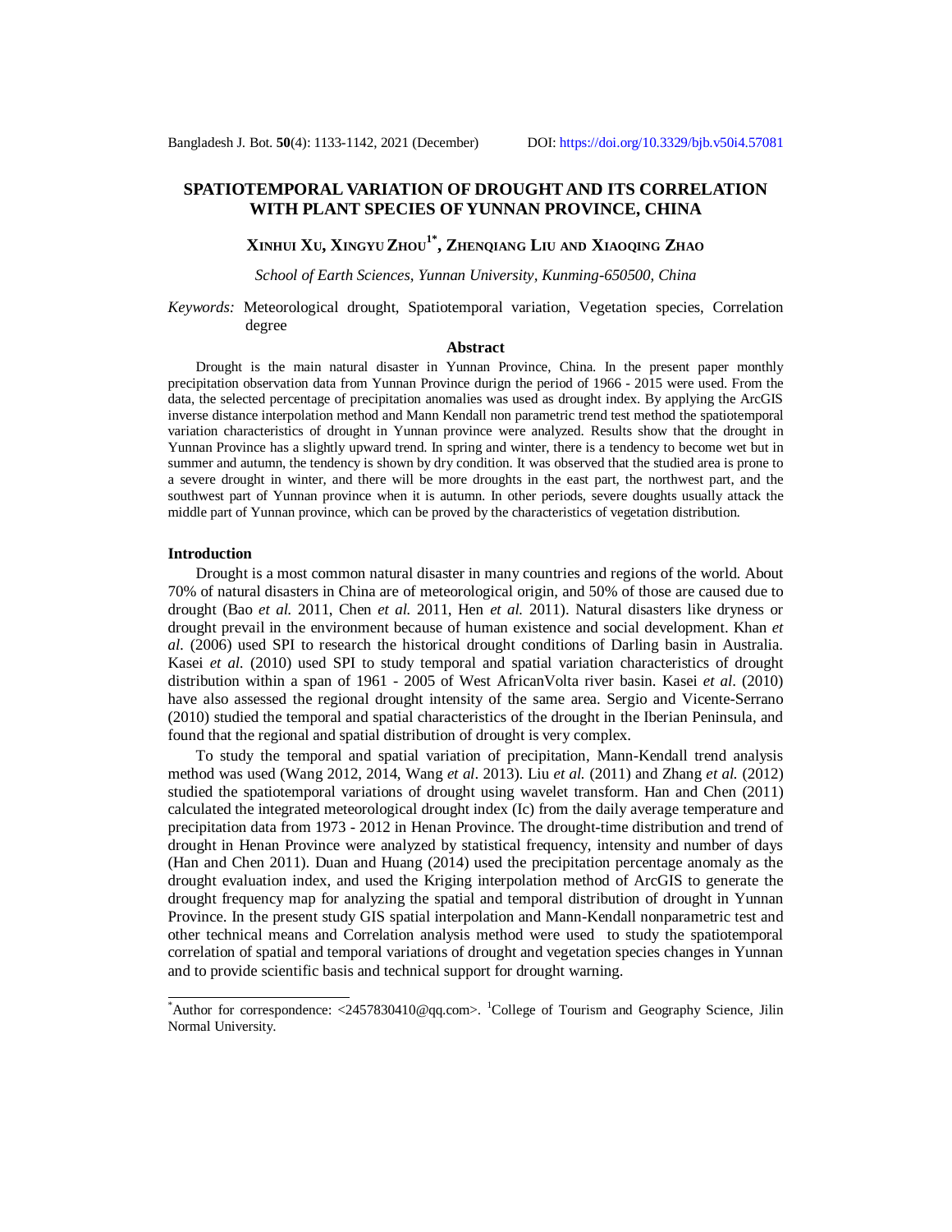# SPATIOTEMPORAL VARIATION OF DROUGHT AND ITS CORRELATION WITH PLANT SPECIES OF YUNNAN PROVINCE, CHINA

**XINHUI XU, XINGYU ZHOU[1*], ZHENQIANG LIU AND XIAOQING ZHAO**

*School of Earth Sciences, Yunnan University, Kunming-650500, China*

*Keywords:* Meteorological drought, Spatiotemporal variation, Vegetation species, Correlation degree

## Abstract

Drought is the main natural disaster in Yunnan Province, China. In the present paper monthly precipitation observation data from Yunnan Province durign the period of 1966 - 2015 were used. From the data, the selected percentage of precipitation anomalies was used as drought index. By applying the ArcGIS inverse distance interpolation method and Mann Kendall non parametric trend test method the spatiotemporal variation characteristics of drought in Yunnan province were analyzed. Results show that the drought in Yunnan Province has a slightly upward trend. In spring and winter, there is a tendency to become wet but in summer and autumn, the tendency is shown by dry condition. It was observed that the studied area is prone to a severe drought in winter, and there will be more droughts in the east part, the northwest part, and the southwest part of Yunnan province when it is autumn. In other periods, severe doughts usually attack the middle part of Yunnan province, which can be proved by the characteristics of vegetation distribution.

## Introduction

Drought is a most common natural disaster in many countries and regions of the world. About 70% of natural disasters in China are of meteorological origin, and 50% of those are caused due to drought (Bao *et al.* 2011, Chen *et al.* 2011, Hen *et al.* 2011). Natural disasters like dryness or drought prevail in the environment because of human existence and social development. Khan *et al.* (2006) used SPI to research the historical drought conditions of Darling basin in Australia. Kasei *et al.* (2010) used SPI to study temporal and spatial variation characteristics of drought distribution within a span of 1961 - 2005 of West AfricanVolta river basin. Kasei *et al*. (2010) have also assessed the regional drought intensity of the same area. Sergio and Vicente-Serrano (2010) studied the temporal and spatial characteristics of the drought in the Iberian Peninsula, and found that the regional and spatial distribution of drought is very complex.

To study the temporal and spatial variation of precipitation, Mann-Kendall trend analysis method was used (Wang 2012, 2014, Wang *et al*. 2013). Liu *et al.* (2011) and Zhang *et al.* (2012) studied the spatiotemporal variations of drought using wavelet transform. Han and Chen (2011) calculated the integrated meteorological drought index (Ic) from the daily average temperature and precipitation data from 1973 - 2012 in Henan Province. The drought-time distribution and trend of drought in Henan Province were analyzed by statistical frequency, intensity and number of days (Han and Chen 2011). Duan and Huang (2014) used the precipitation percentage anomaly as the drought evaluation index, and used the Kriging interpolation method of ArcGIS to generate the drought frequency map for analyzing the spatial and temporal distribution of drought in Yunnan Province. In the present study GIS spatial interpolation and Mann-Kendall nonparametric test and other technical means and Correlation analysis method were used to study the spatiotemporal correlation of spatial and temporal variations of drought and vegetation species changes in Yunnan and to provide scientific basis and technical support for drought warning.

---

*Author for correspondence: <2457830410@qq.com>. [1]College of Tourism and Geography Science, Jilin Normal University.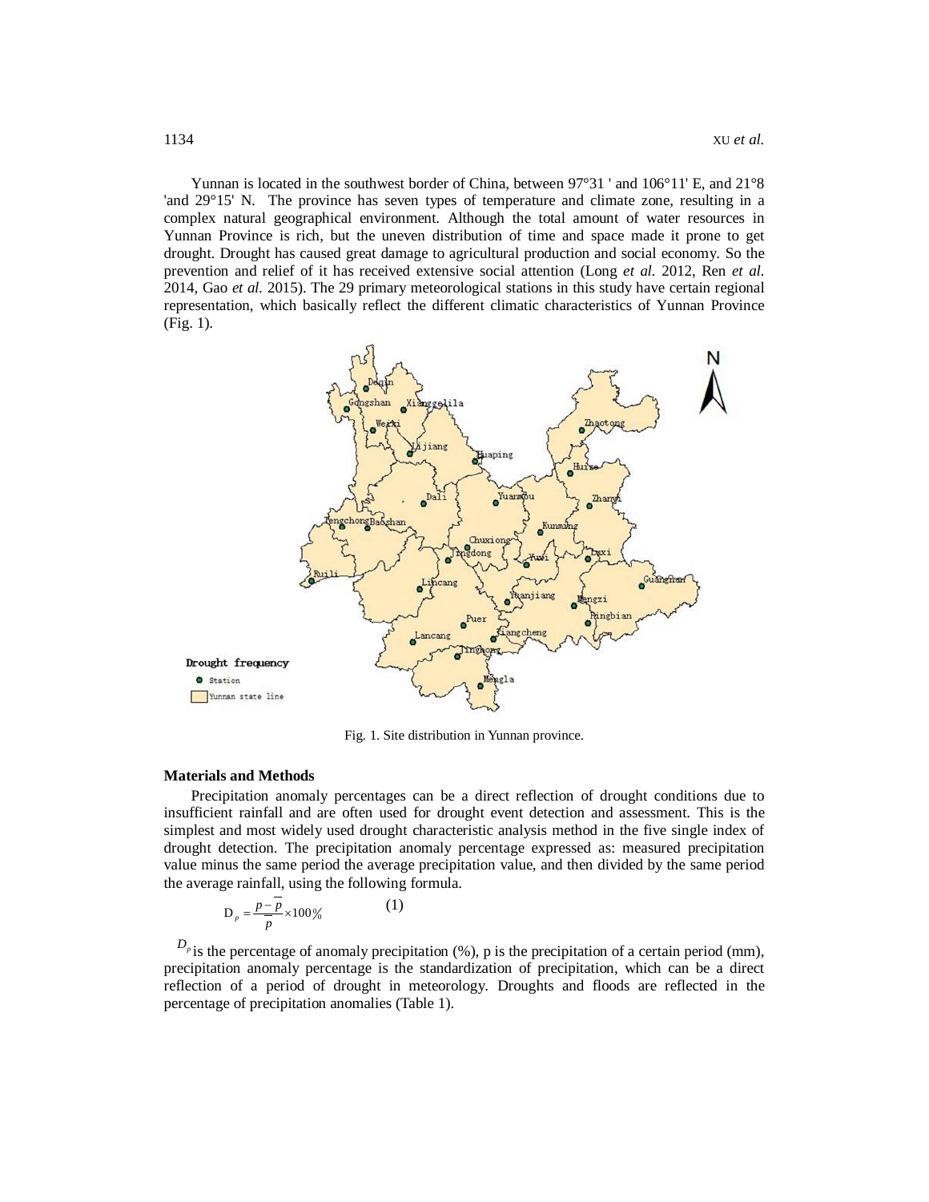Yunnan is located in the southwest border of China, between 97°31 ' and 106°11' E, and 21°8 'and 29°15' N. The province has seven types of temperature and climate zone, resulting in a complex natural geographical environment. Although the total amount of water resources in Yunnan Province is rich, but the uneven distribution of time and space made it prone to get drought. Drought has caused great damage to agricultural production and social economy. So the prevention and relief of it has received extensive social attention (Long *et al.* 2012, Ren *et al.* 2014, Gao *et al.* 2015). The 29 primary meteorological stations in this study have certain regional representation, which basically reflect the different climatic characteristics of Yunnan Province (Fig. 1).

Fig. 1. Site distribution in Yunnan province.

## Materials and Methods

Precipitation anomaly percentages can be a direct reflection of drought conditions due to insufficient rainfall and are often used for drought event detection and assessment. This is the simplest and most widely used drought characteristic analysis method in the five single index of drought detection. The precipitation anomaly percentage expressed as: measured precipitation value minus the same period the average precipitation value, and then divided by the same period the average rainfall, using the following formula.

$$D_p = \frac{p - \overline{p}}{\overline{p}} \times 100\% \qquad (1)$$

$D_p$ is the percentage of anomaly precipitation (%), p is the precipitation of a certain period (mm), precipitation anomaly percentage is the standardization of precipitation, which can be a direct reflection of a period of drought in meteorology. Droughts and floods are reflected in the percentage of precipitation anomalies (Table 1).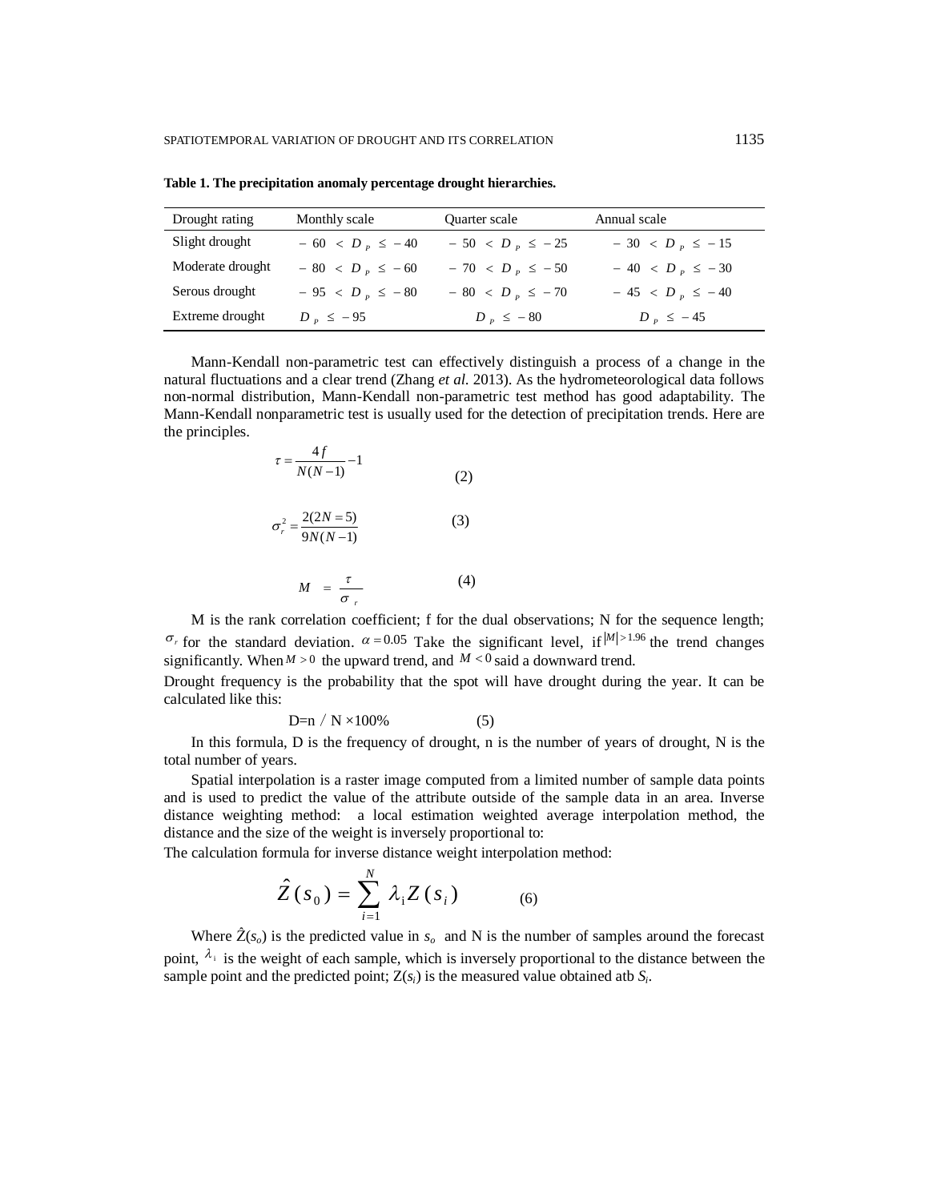**Table 1. The precipitation anomaly percentage drought hierarchies.**

| Drought rating | Monthly scale | Quarter scale | Annual scale |
|---|---|---|---|
| Slight drought | $-60 < D_P \leq -40$ | $-50 < D_P \leq -25$ | $-30 < D_P \leq -15$ |
| Moderate drought | $-80 < D_P \leq -60$ | $-70 < D_P \leq -50$ | $-40 < D_P \leq -30$ |
| Serous drought | $-95 < D_P \leq -80$ | $-80 < D_P \leq -70$ | $-45 < D_P \leq -40$ |
| Extreme drought | $D_P \leq -95$ | $D_P \leq -80$ | $D_P \leq -45$ |

Mann-Kendall non-parametric test can effectively distinguish a process of a change in the natural fluctuations and a clear trend (Zhang *et al.* 2013). As the hydrometeorological data follows non-normal distribution, Mann-Kendall non-parametric test method has good adaptability. The Mann-Kendall nonparametric test is usually used for the detection of precipitation trends. Here are the principles.

$$\tau = \frac{4f}{N(N-1)} - 1 \qquad (2)$$

$$\sigma_r^2 = \frac{2(2N=5)}{9N(N-1)} \qquad (3)$$

$$M = \frac{\tau}{\sigma_r} \qquad (4)$$

M is the rank correlation coefficient; f for the dual observations; N for the sequence length; $\sigma_r$ for the standard deviation. $\alpha = 0.05$ Take the significant level, if $|M| > 1.96$ the trend changes significantly. When $M > 0$ the upward trend, and $M < 0$ said a downward trend.

Drought frequency is the probability that the spot will have drought during the year. It can be calculated like this:

$$D = n / N \times 100\% \qquad (5)$$

In this formula, D is the frequency of drought, n is the number of years of drought, N is the total number of years.

Spatial interpolation is a raster image computed from a limited number of sample data points and is used to predict the value of the attribute outside of the sample data in an area. Inverse distance weighting method: a local estimation weighted average interpolation method, the distance and the size of the weight is inversely proportional to:

The calculation formula for inverse distance weight interpolation method:

$$\hat{Z}(s_0) = \sum_{i=1}^{N} \lambda_i Z(s_i) \qquad (6)$$

Where $\hat{Z}(s_o)$ is the predicted value in $s_o$ and N is the number of samples around the forecast point, $\lambda_i$ is the weight of each sample, which is inversely proportional to the distance between the sample point and the predicted point; $Z(s_i)$ is the measured value obtained atb $S_i$.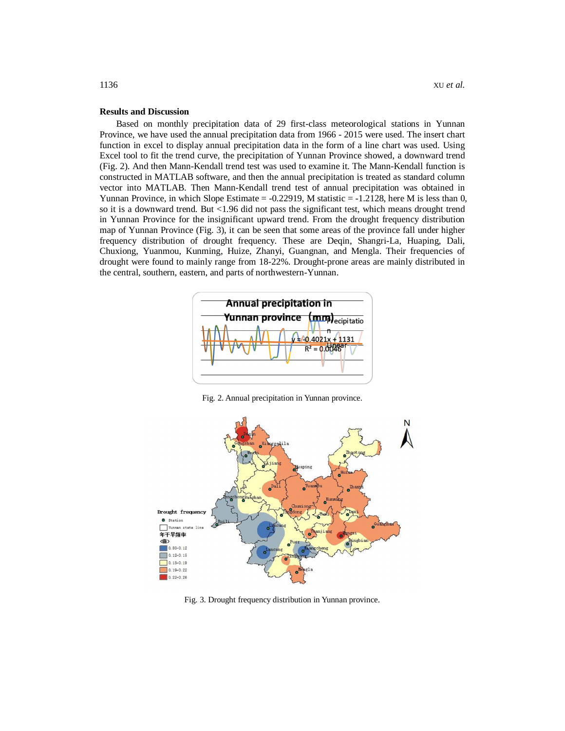## Results and Discussion

Based on monthly precipitation data of 29 first-class meteorological stations in Yunnan Province, we have used the annual precipitation data from 1966 - 2015 were used. The insert chart function in excel to display annual precipitation data in the form of a line chart was used. Using Excel tool to fit the trend curve, the precipitation of Yunnan Province showed, a downward trend (Fig. 2). And then Mann-Kendall trend test was used to examine it. The Mann-Kendall function is constructed in MATLAB software, and then the annual precipitation is treated as standard column vector into MATLAB. Then Mann-Kendall trend test of annual precipitation was obtained in Yunnan Province, in which Slope Estimate = -0.22919, M statistic = -1.2128, here M is less than 0, so it is a downward trend. But <1.96 did not pass the significant test, which means drought trend in Yunnan Province for the insignificant upward trend. From the drought frequency distribution map of Yunnan Province (Fig. 3), it can be seen that some areas of the province fall under higher frequency distribution of drought frequency. These are Deqin, Shangri-La, Huaping, Dali, Chuxiong, Yuanmou, Kunming, Huize, Zhanyi, Guangnan, and Mengla. Their frequencies of drought were found to mainly range from 18-22%. Drought-prone areas are mainly distributed in the central, southern, eastern, and parts of northwestern-Yunnan.

Fig. 2. Annual precipitation in Yunnan province.

Fig. 3. Drought frequency distribution in Yunnan province.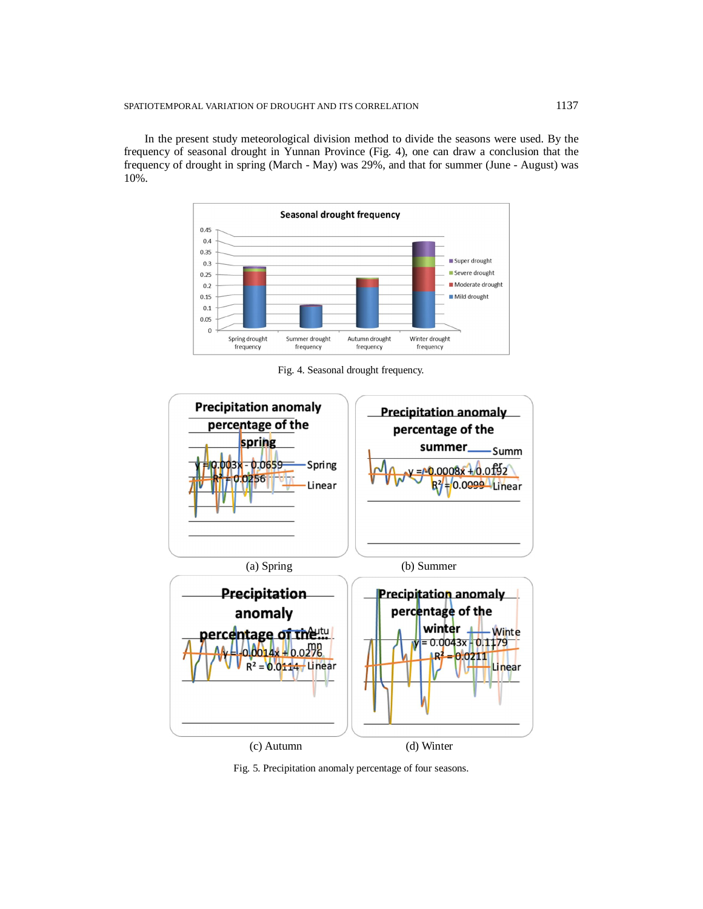In the present study meteorological division method to divide the seasons were used. By the frequency of seasonal drought in Yunnan Province (Fig. 4), one can draw a conclusion that the frequency of drought in spring (March - May) was 29%, and that for summer (June - August) was 10%.

Fig. 4. Seasonal drought frequency.

(a) Spring (b) Summer

(c) Autumn (d) Winter

Fig. 5. Precipitation anomaly percentage of four seasons.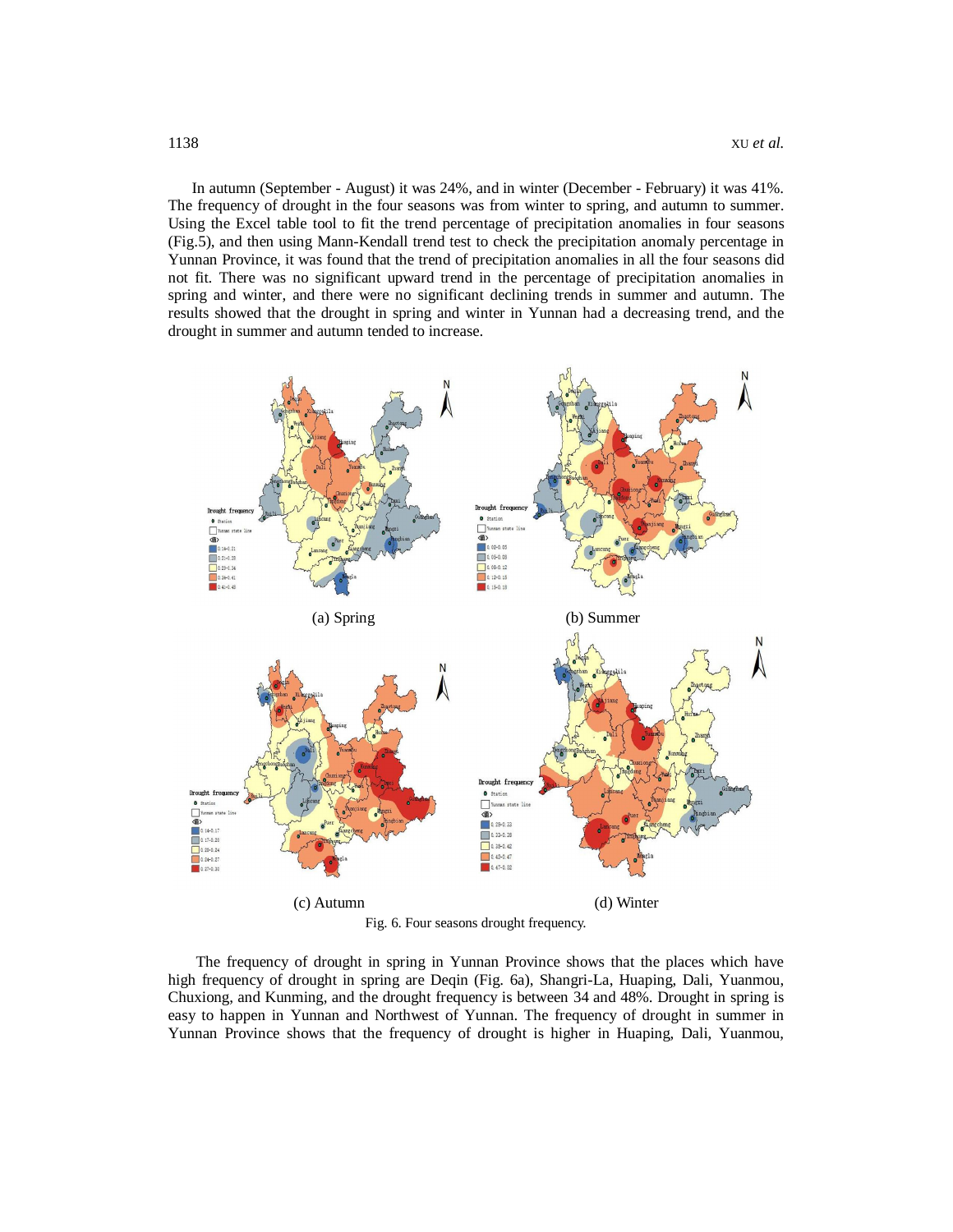In autumn (September - August) it was 24%, and in winter (December - February) it was 41%. The frequency of drought in the four seasons was from winter to spring, and autumn to summer. Using the Excel table tool to fit the trend percentage of precipitation anomalies in four seasons (Fig.5), and then using Mann-Kendall trend test to check the precipitation anomaly percentage in Yunnan Province, it was found that the trend of precipitation anomalies in all the four seasons did not fit. There was no significant upward trend in the percentage of precipitation anomalies in spring and winter, and there were no significant declining trends in summer and autumn. The results showed that the drought in spring and winter in Yunnan had a decreasing trend, and the drought in summer and autumn tended to increase.

(a) Spring

(b) Summer

(c) Autumn

(d) Winter

Fig. 6. Four seasons drought frequency.

The frequency of drought in spring in Yunnan Province shows that the places which have high frequency of drought in spring are Deqin (Fig. 6a), Shangri-La, Huaping, Dali, Yuanmou, Chuxiong, and Kunming, and the drought frequency is between 34 and 48%. Drought in spring is easy to happen in Yunnan and Northwest of Yunnan. The frequency of drought in summer in Yunnan Province shows that the frequency of drought is higher in Huaping, Dali, Yuanmou,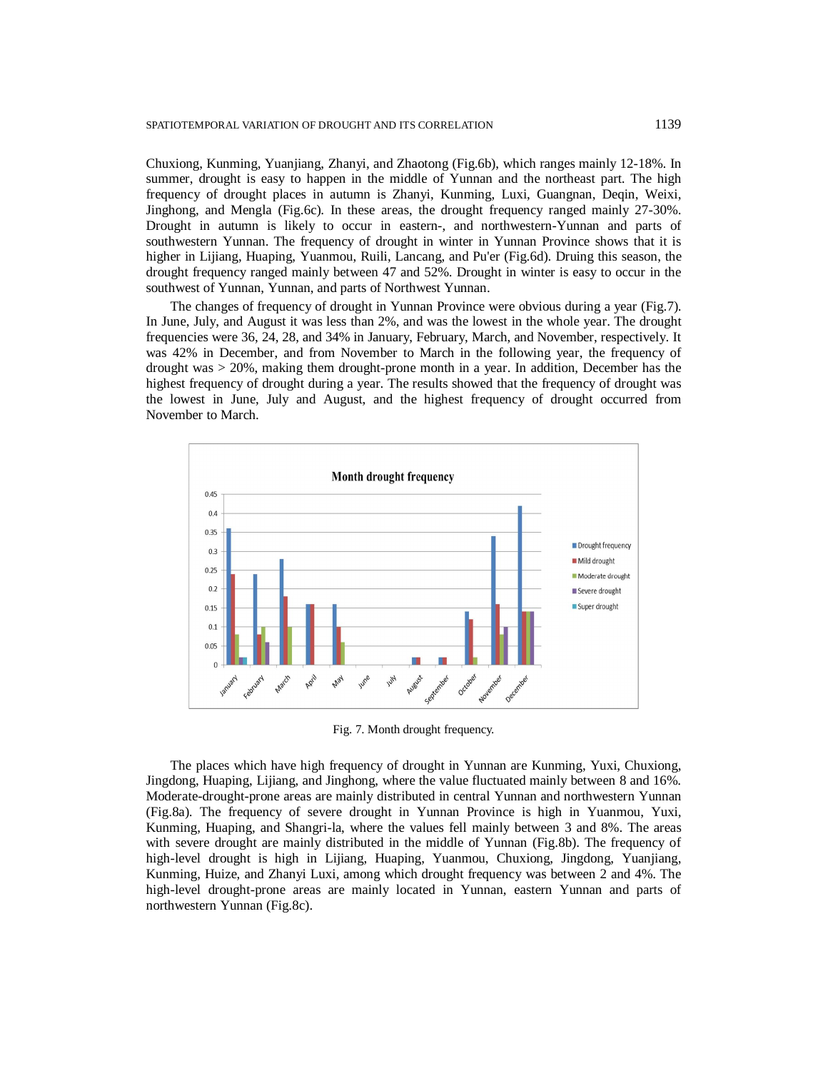Chuxiong, Kunming, Yuanjiang, Zhanyi, and Zhaotong (Fig.6b), which ranges mainly 12-18%. In summer, drought is easy to happen in the middle of Yunnan and the northeast part. The high frequency of drought places in autumn is Zhanyi, Kunming, Luxi, Guangnan, Deqin, Weixi, Jinghong, and Mengla (Fig.6c). In these areas, the drought frequency ranged mainly 27-30%. Drought in autumn is likely to occur in eastern-, and northwestern-Yunnan and parts of southwestern Yunnan. The frequency of drought in winter in Yunnan Province shows that it is higher in Lijiang, Huaping, Yuanmou, Ruili, Lancang, and Pu'er (Fig.6d). Druing this season, the drought frequency ranged mainly between 47 and 52%. Drought in winter is easy to occur in the southwest of Yunnan, Yunnan, and parts of Northwest Yunnan.

The changes of frequency of drought in Yunnan Province were obvious during a year (Fig.7). In June, July, and August it was less than 2%, and was the lowest in the whole year. The drought frequencies were 36, 24, 28, and 34% in January, February, March, and November, respectively. It was 42% in December, and from November to March in the following year, the frequency of drought was > 20%, making them drought-prone month in a year. In addition, December has the highest frequency of drought during a year. The results showed that the frequency of drought was the lowest in June, July and August, and the highest frequency of drought occurred from November to March.

Fig. 7. Month drought frequency.

The places which have high frequency of drought in Yunnan are Kunming, Yuxi, Chuxiong, Jingdong, Huaping, Lijiang, and Jinghong, where the value fluctuated mainly between 8 and 16%. Moderate-drought-prone areas are mainly distributed in central Yunnan and northwestern Yunnan (Fig.8a). The frequency of severe drought in Yunnan Province is high in Yuanmou, Yuxi, Kunming, Huaping, and Shangri-la, where the values fell mainly between 3 and 8%. The areas with severe drought are mainly distributed in the middle of Yunnan (Fig.8b). The frequency of high-level drought is high in Lijiang, Huaping, Yuanmou, Chuxiong, Jingdong, Yuanjiang, Kunming, Huize, and Zhanyi Luxi, among which drought frequency was between 2 and 4%. The high-level drought-prone areas are mainly located in Yunnan, eastern Yunnan and parts of northwestern Yunnan (Fig.8c).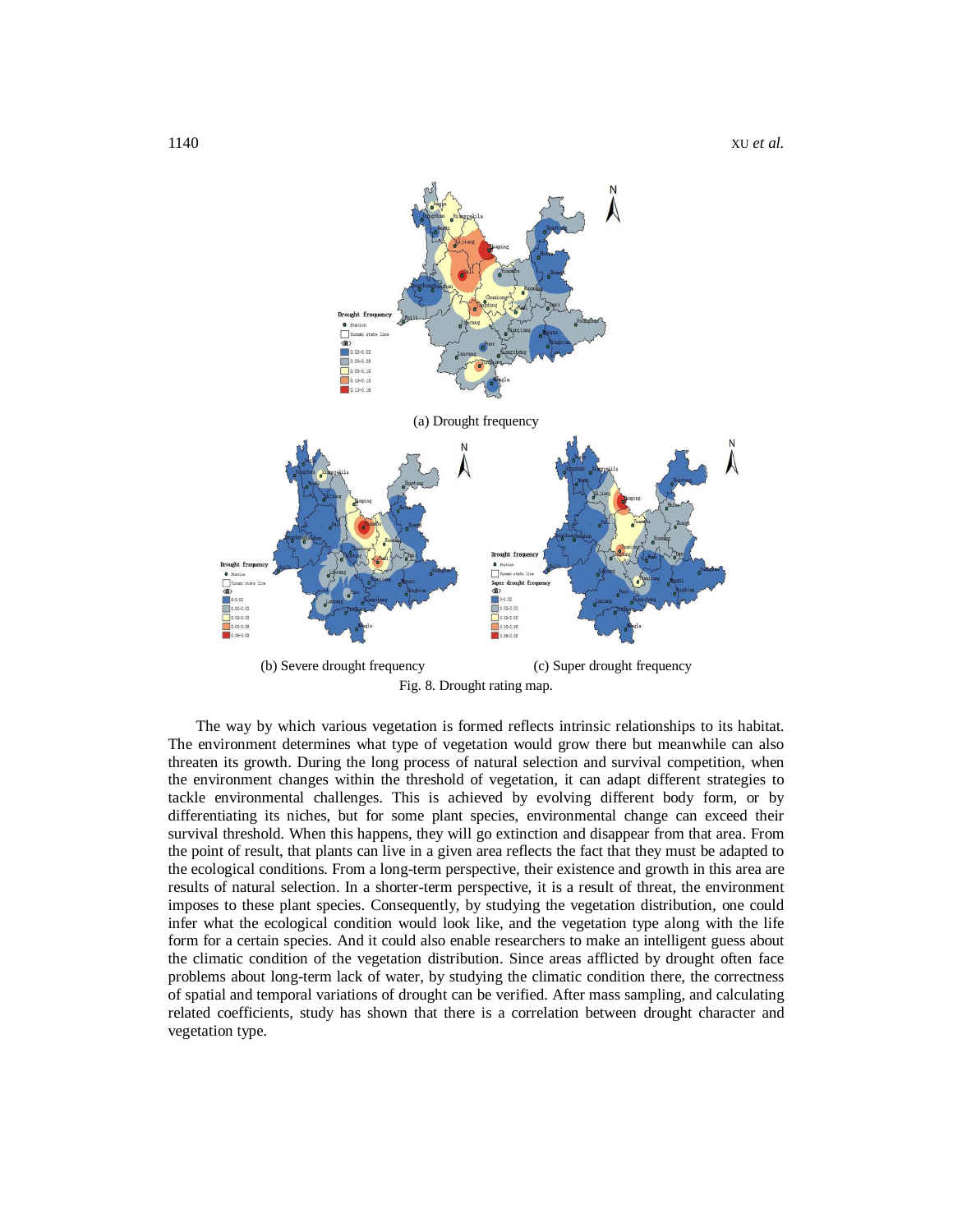(a) Drought frequency

(b) Severe drought frequency

(c) Super drought frequency

Fig. 8. Drought rating map.

The way by which various vegetation is formed reflects intrinsic relationships to its habitat. The environment determines what type of vegetation would grow there but meanwhile can also threaten its growth. During the long process of natural selection and survival competition, when the environment changes within the threshold of vegetation, it can adapt different strategies to tackle environmental challenges. This is achieved by evolving different body form, or by differentiating its niches, but for some plant species, environmental change can exceed their survival threshold. When this happens, they will go extinction and disappear from that area. From the point of result, that plants can live in a given area reflects the fact that they must be adapted to the ecological conditions. From a long-term perspective, their existence and growth in this area are results of natural selection. In a shorter-term perspective, it is a result of threat, the environment imposes to these plant species. Consequently, by studying the vegetation distribution, one could infer what the ecological condition would look like, and the vegetation type along with the life form for a certain species. And it could also enable researchers to make an intelligent guess about the climatic condition of the vegetation distribution. Since areas afflicted by drought often face problems about long-term lack of water, by studying the climatic condition there, the correctness of spatial and temporal variations of drought can be verified. After mass sampling, and calculating related coefficients, study has shown that there is a correlation between drought character and vegetation type.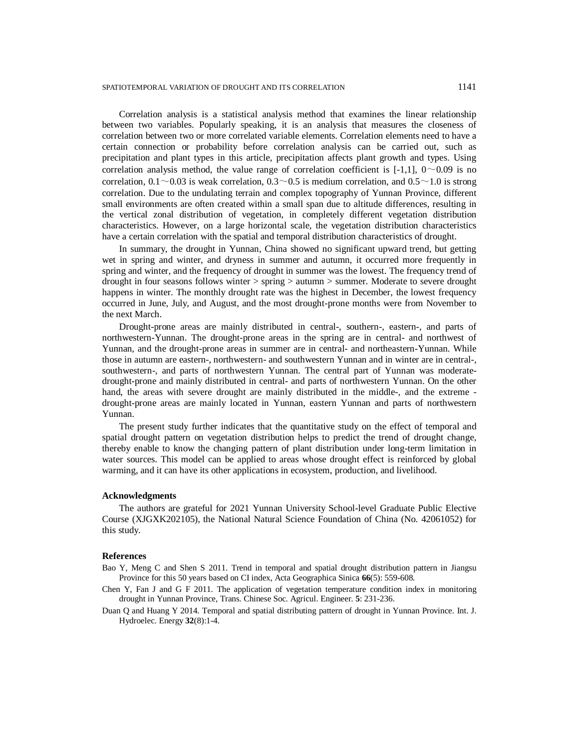Correlation analysis is a statistical analysis method that examines the linear relationship between two variables. Popularly speaking, it is an analysis that measures the closeness of correlation between two or more correlated variable elements. Correlation elements need to have a certain connection or probability before correlation analysis can be carried out, such as precipitation and plant types in this article, precipitation affects plant growth and types. Using correlation analysis method, the value range of correlation coefficient is [-1,1], 0～0.09 is no correlation, 0.1～0.03 is weak correlation, 0.3～0.5 is medium correlation, and 0.5～1.0 is strong correlation. Due to the undulating terrain and complex topography of Yunnan Province, different small environments are often created within a small span due to altitude differences, resulting in the vertical zonal distribution of vegetation, in completely different vegetation distribution characteristics. However, on a large horizontal scale, the vegetation distribution characteristics have a certain correlation with the spatial and temporal distribution characteristics of drought.

In summary, the drought in Yunnan, China showed no significant upward trend, but getting wet in spring and winter, and dryness in summer and autumn, it occurred more frequently in spring and winter, and the frequency of drought in summer was the lowest. The frequency trend of drought in four seasons follows winter > spring > autumn > summer. Moderate to severe drought happens in winter. The monthly drought rate was the highest in December, the lowest frequency occurred in June, July, and August, and the most drought-prone months were from November to the next March.

Drought-prone areas are mainly distributed in central-, southern-, eastern-, and parts of northwestern-Yunnan. The drought-prone areas in the spring are in central- and northwest of Yunnan, and the drought-prone areas in summer are in central- and northeastern-Yunnan. While those in autumn are eastern-, northwestern- and southwestern Yunnan and in winter are in central-, southwestern-, and parts of northwestern Yunnan. The central part of Yunnan was moderate-drought-prone and mainly distributed in central- and parts of northwestern Yunnan. On the other hand, the areas with severe drought are mainly distributed in the middle-, and the extreme -drought-prone areas are mainly located in Yunnan, eastern Yunnan and parts of northwestern Yunnan.

The present study further indicates that the quantitative study on the effect of temporal and spatial drought pattern on vegetation distribution helps to predict the trend of drought change, thereby enable to know the changing pattern of plant distribution under long-term limitation in water sources. This model can be applied to areas whose drought effect is reinforced by global warming, and it can have its other applications in ecosystem, production, and livelihood.

#### Acknowledgments

The authors are grateful for 2021 Yunnan University School-level Graduate Public Elective Course (XJGXK202105), the National Natural Science Foundation of China (No. 42061052) for this study.

#### References

Bao Y, Meng C and Shen S 2011. Trend in temporal and spatial drought distribution pattern in Jiangsu Province for this 50 years based on CI index, Acta Geographica Sinica **66**(5): 559-608.

Chen Y, Fan J and G F 2011. The application of vegetation temperature condition index in monitoring drought in Yunnan Province, Trans. Chinese Soc. Agricul. Engineer. **5**: 231-236.

Duan Q and Huang Y 2014. Temporal and spatial distributing pattern of drought in Yunnan Province. Int. J. Hydroelec. Energy **32**(8):1-4.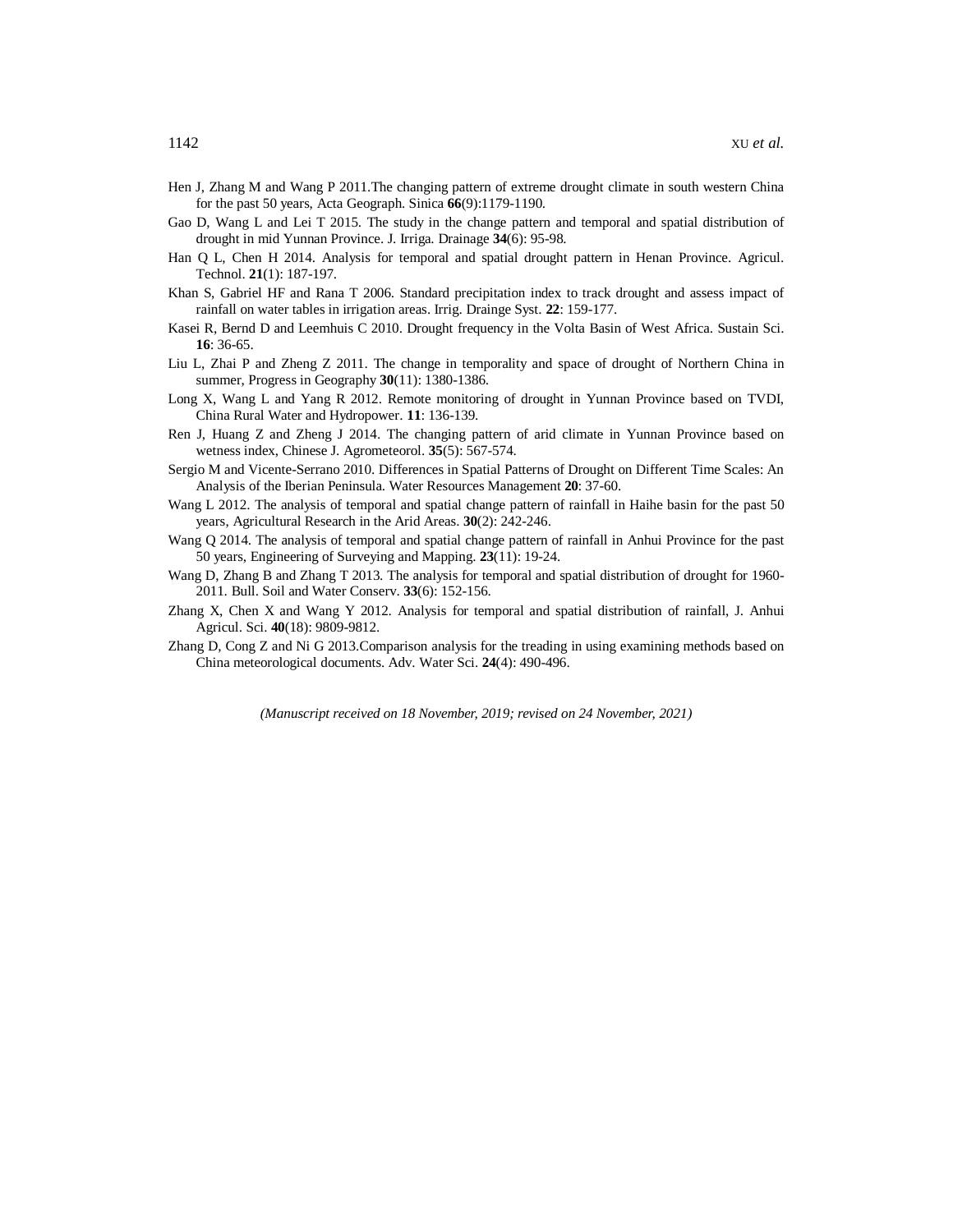Hen J, Zhang M and Wang P 2011.The changing pattern of extreme drought climate in south western China for the past 50 years, Acta Geograph. Sinica **66**(9):1179-1190.

Gao D, Wang L and Lei T 2015. The study in the change pattern and temporal and spatial distribution of drought in mid Yunnan Province. J. Irriga. Drainage **34**(6): 95-98.

Han Q L, Chen H 2014. Analysis for temporal and spatial drought pattern in Henan Province. Agricul. Technol. **21**(1): 187-197.

Khan S, Gabriel HF and Rana T 2006. Standard precipitation index to track drought and assess impact of rainfall on water tables in irrigation areas. Irrig. Drainge Syst. **22**: 159-177.

Kasei R, Bernd D and Leemhuis C 2010. Drought frequency in the Volta Basin of West Africa. Sustain Sci. **16**: 36-65.

Liu L, Zhai P and Zheng Z 2011. The change in temporality and space of drought of Northern China in summer, Progress in Geography **30**(11): 1380-1386.

Long X, Wang L and Yang R 2012. Remote monitoring of drought in Yunnan Province based on TVDI, China Rural Water and Hydropower. **11**: 136-139.

Ren J, Huang Z and Zheng J 2014. The changing pattern of arid climate in Yunnan Province based on wetness index, Chinese J. Agrometeorol. **35**(5): 567-574.

Sergio M and Vicente-Serrano 2010. Differences in Spatial Patterns of Drought on Different Time Scales: An Analysis of the Iberian Peninsula. Water Resources Management **20**: 37-60.

Wang L 2012. The analysis of temporal and spatial change pattern of rainfall in Haihe basin for the past 50 years, Agricultural Research in the Arid Areas. **30**(2): 242-246.

Wang Q 2014. The analysis of temporal and spatial change pattern of rainfall in Anhui Province for the past 50 years, Engineering of Surveying and Mapping. **23**(11): 19-24.

Wang D, Zhang B and Zhang T 2013. The analysis for temporal and spatial distribution of drought for 1960-2011. Bull. Soil and Water Conserv. **33**(6): 152-156.

Zhang X, Chen X and Wang Y 2012. Analysis for temporal and spatial distribution of rainfall, J. Anhui Agricul. Sci. **40**(18): 9809-9812.

Zhang D, Cong Z and Ni G 2013.Comparison analysis for the treading in using examining methods based on China meteorological documents. Adv. Water Sci. **24**(4): 490-496.

*(Manuscript received on 18 November, 2019; revised on 24 November, 2021)*